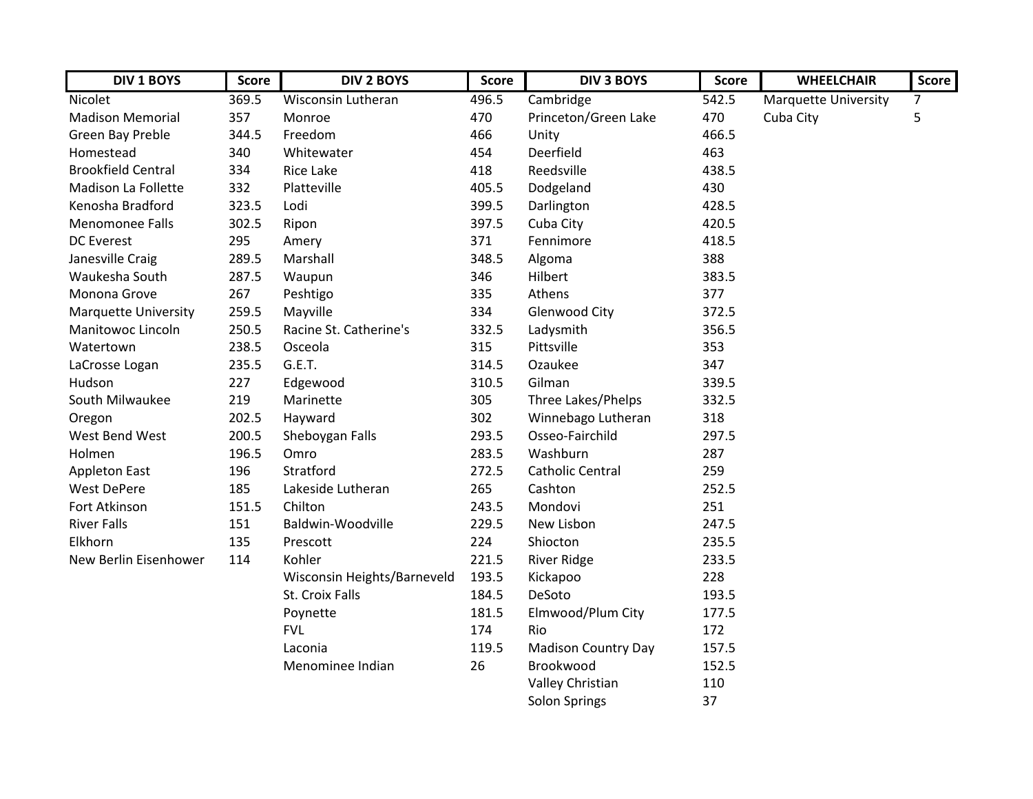| DIV 1 BOYS | Score | DIV 2 BOYS | Score | DIV 3 BOYS | Score | WHEELCHAIR | Score |
|---|---|---|---|---|---|---|---|
| Nicolet | 369.5 | Wisconsin Lutheran | 496.5 | Cambridge | 542.5 | Marquette University | 7 |
| Madison Memorial | 357 | Monroe | 470 | Princeton/Green Lake | 470 | Cuba City | 5 |
| Green Bay Preble | 344.5 | Freedom | 466 | Unity | 466.5 | | |
| Homestead | 340 | Whitewater | 454 | Deerfield | 463 | | |
| Brookfield Central | 334 | Rice Lake | 418 | Reedsville | 438.5 | | |
| Madison La Follette | 332 | Platteville | 405.5 | Dodgeland | 430 | | |
| Kenosha Bradford | 323.5 | Lodi | 399.5 | Darlington | 428.5 | | |
| Menomonee Falls | 302.5 | Ripon | 397.5 | Cuba City | 420.5 | | |
| DC Everest | 295 | Amery | 371 | Fennimore | 418.5 | | |
| Janesville Craig | 289.5 | Marshall | 348.5 | Algoma | 388 | | |
| Waukesha South | 287.5 | Waupun | 346 | Hilbert | 383.5 | | |
| Monona Grove | 267 | Peshtigo | 335 | Athens | 377 | | |
| Marquette University | 259.5 | Mayville | 334 | Glenwood City | 372.5 | | |
| Manitowoc Lincoln | 250.5 | Racine St. Catherine's | 332.5 | Ladysmith | 356.5 | | |
| Watertown | 238.5 | Osceola | 315 | Pittsville | 353 | | |
| LaCrosse Logan | 235.5 | G.E.T. | 314.5 | Ozaukee | 347 | | |
| Hudson | 227 | Edgewood | 310.5 | Gilman | 339.5 | | |
| South Milwaukee | 219 | Marinette | 305 | Three Lakes/Phelps | 332.5 | | |
| Oregon | 202.5 | Hayward | 302 | Winnebago Lutheran | 318 | | |
| West Bend West | 200.5 | Sheboygan Falls | 293.5 | Osseo-Fairchild | 297.5 | | |
| Holmen | 196.5 | Omro | 283.5 | Washburn | 287 | | |
| Appleton East | 196 | Stratford | 272.5 | Catholic Central | 259 | | |
| West DePere | 185 | Lakeside Lutheran | 265 | Cashton | 252.5 | | |
| Fort Atkinson | 151.5 | Chilton | 243.5 | Mondovi | 251 | | |
| River Falls | 151 | Baldwin-Woodville | 229.5 | New Lisbon | 247.5 | | |
| Elkhorn | 135 | Prescott | 224 | Shiocton | 235.5 | | |
| New Berlin Eisenhower | 114 | Kohler | 221.5 | River Ridge | 233.5 | | |
| | | Wisconsin Heights/Barneveld | 193.5 | Kickapoo | 228 | | |
| | | St. Croix Falls | 184.5 | DeSoto | 193.5 | | |
| | | Poynette | 181.5 | Elmwood/Plum City | 177.5 | | |
| | | FVL | 174 | Rio | 172 | | |
| | | Laconia | 119.5 | Madison Country Day | 157.5 | | |
| | | Menominee Indian | 26 | Brookwood | 152.5 | | |
| | | | | Valley Christian | 110 | | |
| | | | | Solon Springs | 37 | | |